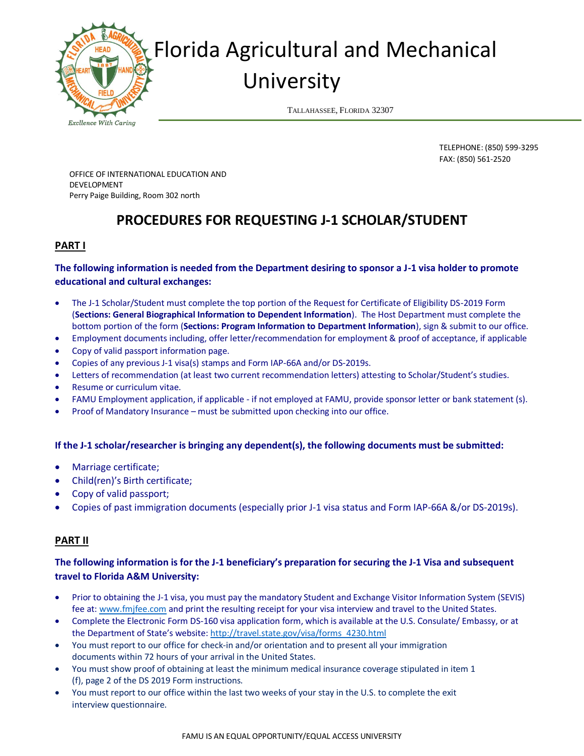# Florida Agricultural and Mechanical University

TALLAHASSEE, FLORIDA 32307

*Excllence With Caring*

TELEPHONE: (850) 599-3295
FAX: (850) 561-2520

OFFICE OF INTERNATIONAL EDUCATION AND DEVELOPMENT
Perry Paige Building, Room 302 north

## PROCEDURES FOR REQUESTING J-1 SCHOLAR/STUDENT

### PART I

**The following information is needed from the Department desiring to sponsor a J-1 visa holder to promote educational and cultural exchanges:**

- The J-1 Scholar/Student must complete the top portion of the Request for Certificate of Eligibility DS-2019 Form (**Sections: General Biographical Information to Dependent Information**). The Host Department must complete the bottom portion of the form (**Sections: Program Information to Department Information**), sign & submit to our office.
- Employment documents including, offer letter/recommendation for employment & proof of acceptance, if applicable
- Copy of valid passport information page.
- Copies of any previous J-1 visa(s) stamps and Form IAP-66A and/or DS-2019s.
- Letters of recommendation (at least two current recommendation letters) attesting to Scholar/Student's studies.
- Resume or curriculum vitae.
- FAMU Employment application, if applicable - if not employed at FAMU, provide sponsor letter or bank statement (s).
- Proof of Mandatory Insurance – must be submitted upon checking into our office.

**If the J-1 scholar/researcher is bringing any dependent(s), the following documents must be submitted:**

- Marriage certificate;
- Child(ren)'s Birth certificate;
- Copy of valid passport;
- Copies of past immigration documents (especially prior J-1 visa status and Form IAP-66A &/or DS-2019s).

### PART II

**The following information is for the J-1 beneficiary's preparation for securing the J-1 Visa and subsequent travel to Florida A&M University:**

- Prior to obtaining the J-1 visa, you must pay the mandatory Student and Exchange Visitor Information System (SEVIS) fee at: www.fmjfee.com and print the resulting receipt for your visa interview and travel to the United States.
- Complete the Electronic Form DS-160 visa application form, which is available at the U.S. Consulate/ Embassy, or at the Department of State's website: http://travel.state.gov/visa/forms_4230.html
- You must report to our office for check-in and/or orientation and to present all your immigration documents within 72 hours of your arrival in the United States.
- You must show proof of obtaining at least the minimum medical insurance coverage stipulated in item 1 (f), page 2 of the DS 2019 Form instructions.
- You must report to our office within the last two weeks of your stay in the U.S. to complete the exit interview questionnaire.

FAMU IS AN EQUAL OPPORTUNITY/EQUAL ACCESS UNIVERSITY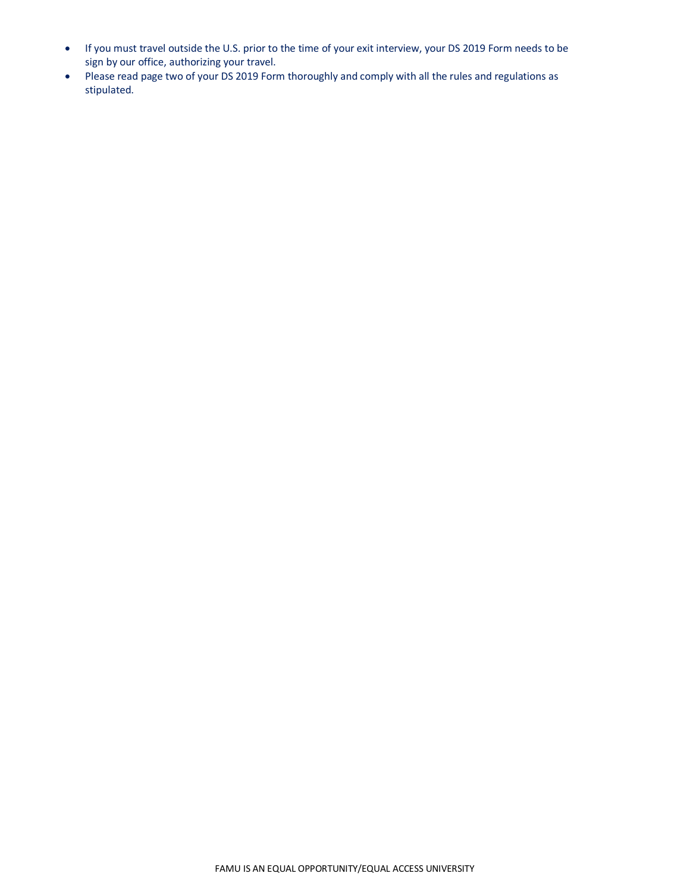- If you must travel outside the U.S. prior to the time of your exit interview, your DS 2019 Form needs to be sign by our office, authorizing your travel.
- Please read page two of your DS 2019 Form thoroughly and comply with all the rules and regulations as stipulated.

FAMU IS AN EQUAL OPPORTUNITY/EQUAL ACCESS UNIVERSITY